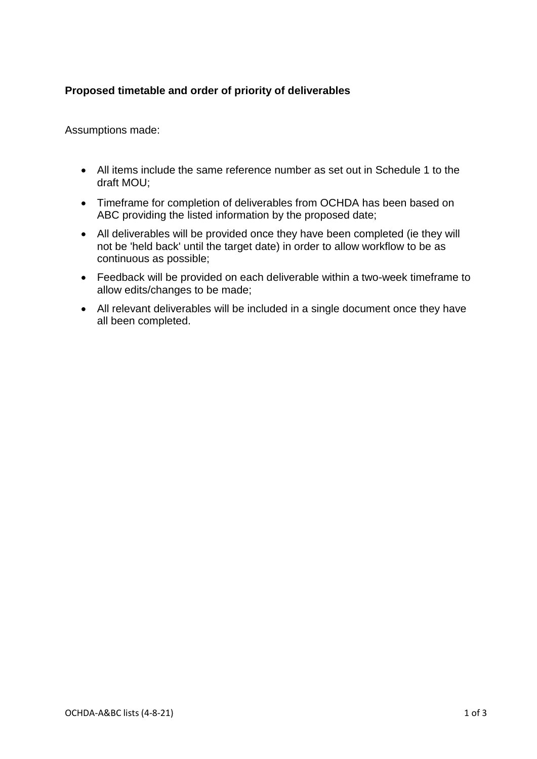**Proposed timetable and order of priority of deliverables**

Assumptions made:

- All items include the same reference number as set out in Schedule 1 to the draft MOU;
- Timeframe for completion of deliverables from OCHDA has been based on ABC providing the listed information by the proposed date;
- All deliverables will be provided once they have been completed (ie they will not be 'held back' until the target date) in order to allow workflow to be as continuous as possible;
- Feedback will be provided on each deliverable within a two-week timeframe to allow edits/changes to be made;
- All relevant deliverables will be included in a single document once they have all been completed.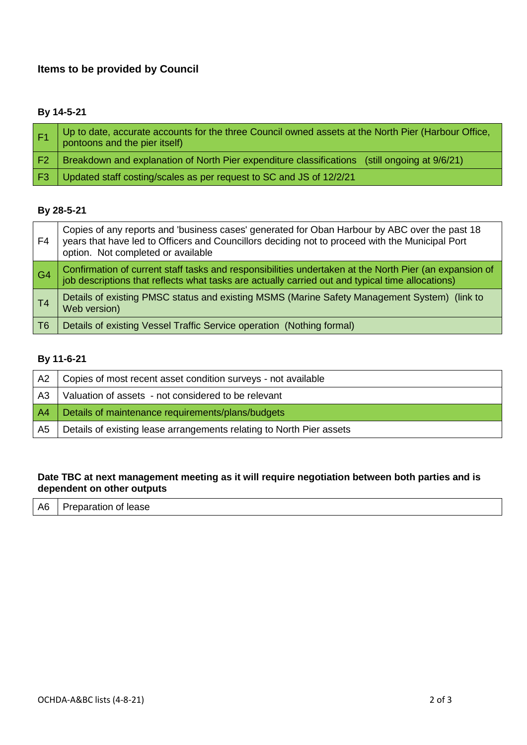### Items to be provided by Council

**By 14-5-21**

| | |
|---|---|
| F1 | Up to date, accurate accounts for the three Council owned assets at the North Pier (Harbour Office, pontoons and the pier itself) |
| F2 | Breakdown and explanation of North Pier expenditure classifications (still ongoing at 9/6/21) |
| F3 | Updated staff costing/scales as per request to SC and JS of 12/2/21 |

**By 28-5-21**

| | |
|---|---|
| F4 | Copies of any reports and 'business cases' generated for Oban Harbour by ABC over the past 18 years that have led to Officers and Councillors deciding not to proceed with the Municipal Port option. Not completed or available |
| G4 | Confirmation of current staff tasks and responsibilities undertaken at the North Pier (an expansion of job descriptions that reflects what tasks are actually carried out and typical time allocations) |
| T4 | Details of existing PMSC status and existing MSMS (Marine Safety Management System) (link to Web version) |
| T6 | Details of existing Vessel Traffic Service operation (Nothing formal) |

**By 11-6-21**

| | |
|---|---|
| A2 | Copies of most recent asset condition surveys - not available |
| A3 | Valuation of assets - not considered to be relevant |
| A4 | Details of maintenance requirements/plans/budgets |
| A5 | Details of existing lease arrangements relating to North Pier assets |

**Date TBC at next management meeting as it will require negotiation between both parties and is dependent on other outputs**

| | |
|---|---|
| A6 | Preparation of lease |

OCHDA-A&BC lists (4-8-21)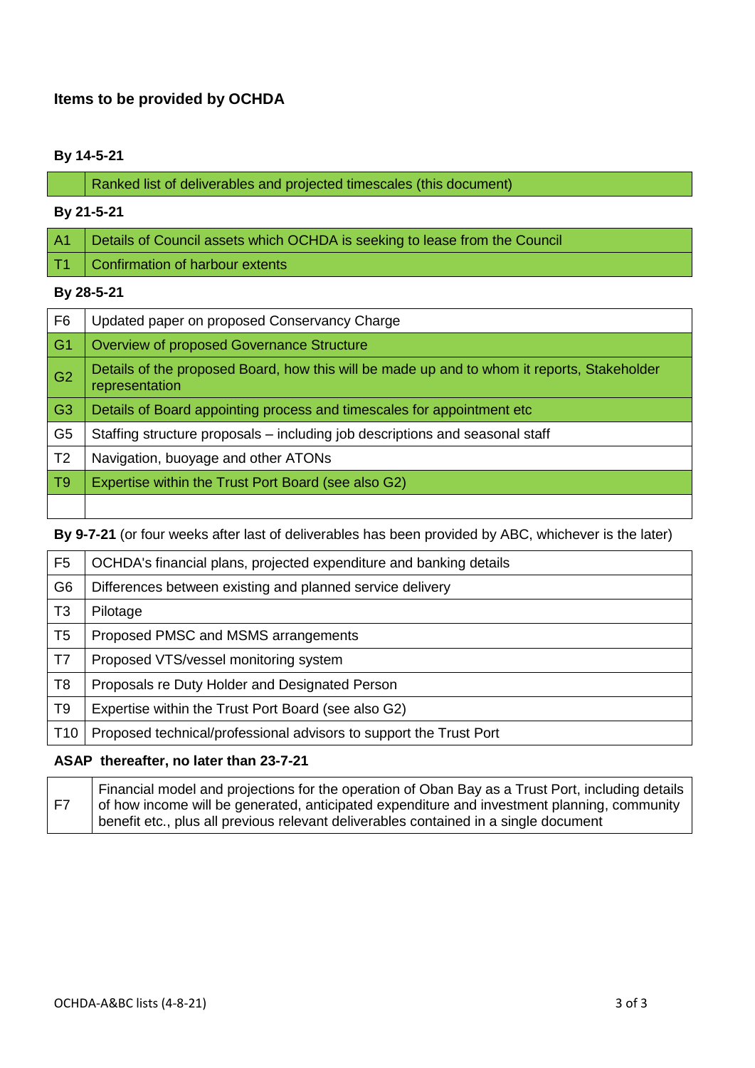### Items to be provided by OCHDA

**By 14-5-21**

| | |
|---|---|
| | Ranked list of deliverables and projected timescales (this document) |

**By 21-5-21**

| | |
|---|---|
| A1 | Details of Council assets which OCHDA is seeking to lease from the Council |
| T1 | Confirmation of harbour extents |

**By 28-5-21**

| | |
|---|---|
| F6 | Updated paper on proposed Conservancy Charge |
| G1 | Overview of proposed Governance Structure |
| G2 | Details of the proposed Board, how this will be made up and to whom it reports, Stakeholder representation |
| G3 | Details of Board appointing process and timescales for appointment etc |
| G5 | Staffing structure proposals – including job descriptions and seasonal staff |
| T2 | Navigation, buoyage and other ATONs |
| T9 | Expertise within the Trust Port Board (see also G2) |
| | |

**By 9-7-21** (or four weeks after last of deliverables has been provided by ABC, whichever is the later)

| | |
|---|---|
| F5 | OCHDA's financial plans, projected expenditure and banking details |
| G6 | Differences between existing and planned service delivery |
| T3 | Pilotage |
| T5 | Proposed PMSC and MSMS arrangements |
| T7 | Proposed VTS/vessel monitoring system |
| T8 | Proposals re Duty Holder and Designated Person |
| T9 | Expertise within the Trust Port Board (see also G2) |
| T10 | Proposed technical/professional advisors to support the Trust Port |

**ASAP thereafter, no later than 23-7-21**

| | |
|---|---|
| F7 | Financial model and projections for the operation of Oban Bay as a Trust Port, including details of how income will be generated, anticipated expenditure and investment planning, community benefit etc., plus all previous relevant deliverables contained in a single document |

OCHDA-A&BC lists (4-8-21)